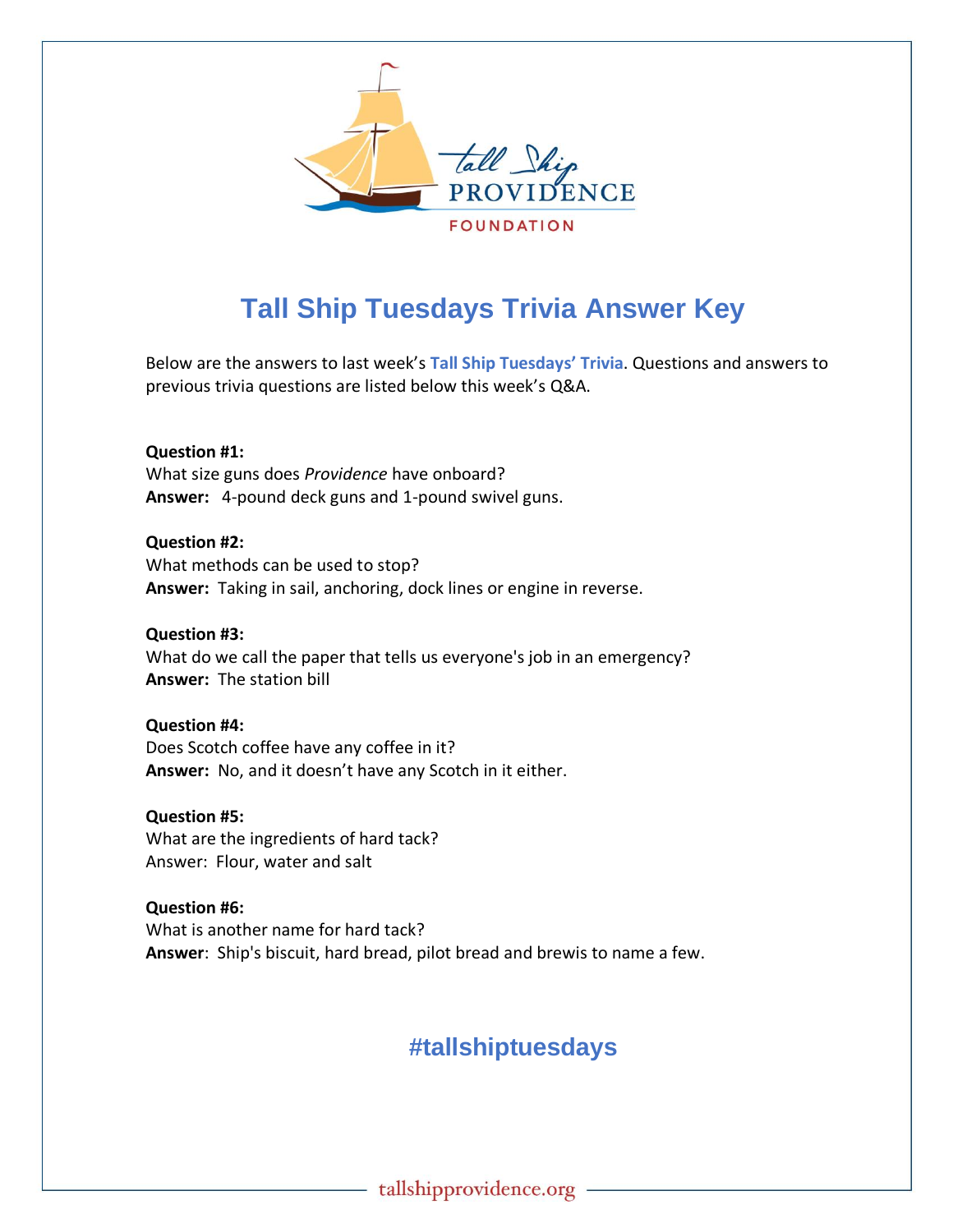# Tall Ship Tuesdays Trivia Answer Key

Below are the answers to last week's **Tall Ship Tuesdays' Trivia**. Questions and answers to previous trivia questions are listed below this week's Q&A.

**Question #1:**
What size guns does *Providence* have onboard?
**Answer:** 4-pound deck guns and 1-pound swivel guns.

**Question #2:**
What methods can be used to stop?
**Answer:** Taking in sail, anchoring, dock lines or engine in reverse.

**Question #3:**
What do we call the paper that tells us everyone's job in an emergency?
**Answer:** The station bill

**Question #4:**
Does Scotch coffee have any coffee in it?
**Answer:** No, and it doesn't have any Scotch in it either.

**Question #5:**
What are the ingredients of hard tack?
Answer: Flour, water and salt

**Question #6:**
What is another name for hard tack?
**Answer**: Ship's biscuit, hard bread, pilot bread and brewis to name a few.

**#tallshiptuesdays**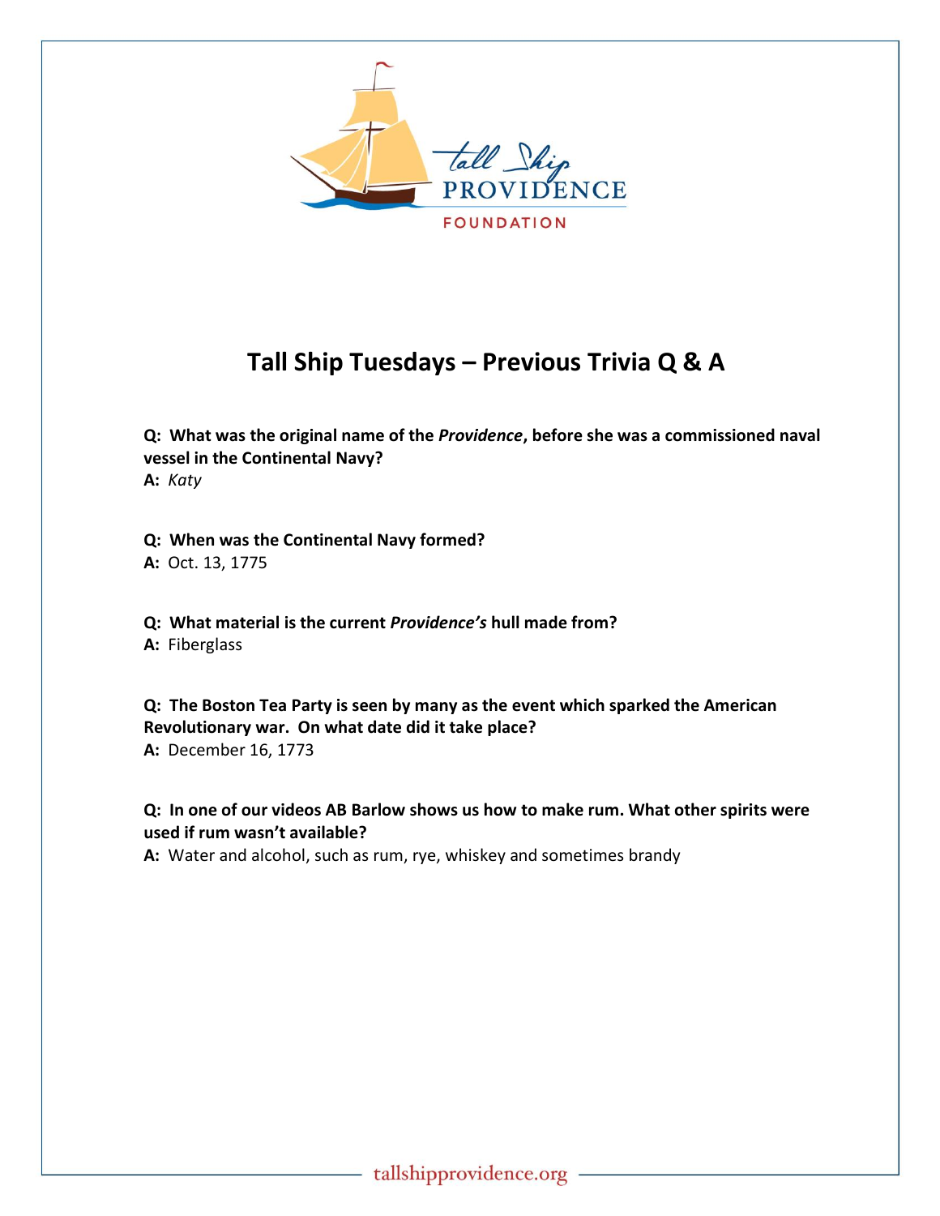# Tall Ship Tuesdays – Previous Trivia Q & A

**Q: What was the original name of the *Providence*, before she was a commissioned naval vessel in the Continental Navy?**
**A:** *Katy*

**Q: When was the Continental Navy formed?**
**A:** Oct. 13, 1775

**Q: What material is the current *Providence's* hull made from?**
**A:** Fiberglass

**Q: The Boston Tea Party is seen by many as the event which sparked the American Revolutionary war. On what date did it take place?**
**A:** December 16, 1773

**Q: In one of our videos AB Barlow shows us how to make rum. What other spirits were used if rum wasn't available?**
**A:** Water and alcohol, such as rum, rye, whiskey and sometimes brandy